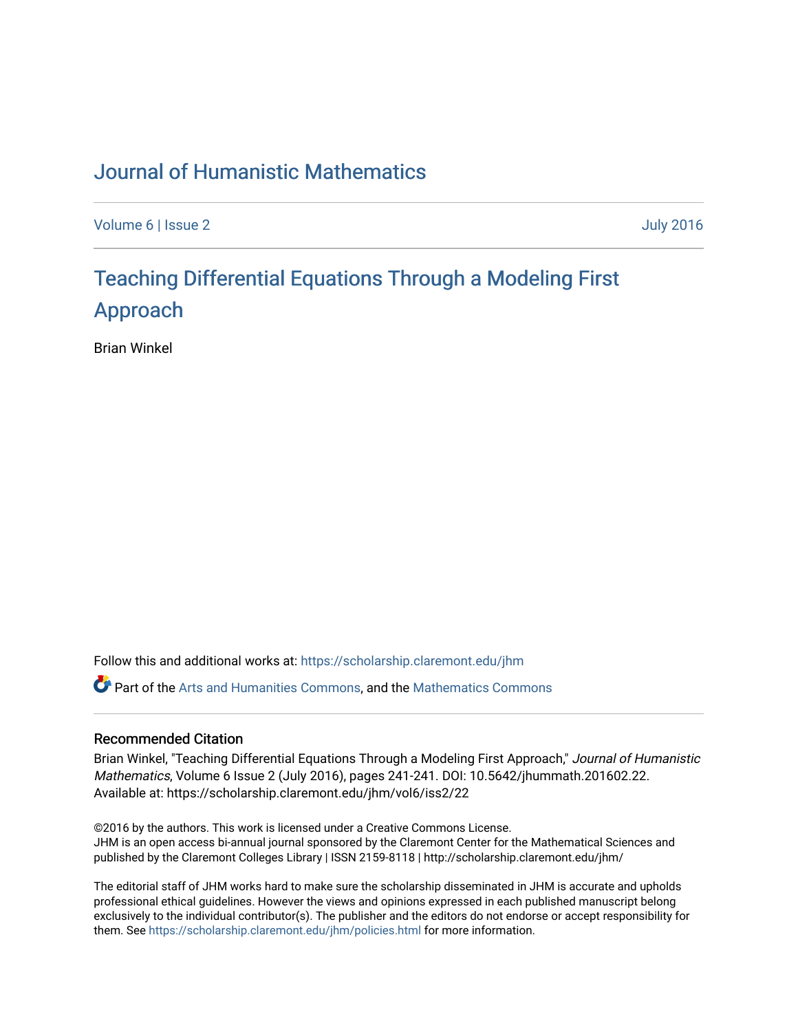# Journal of Humanistic Mathematics

Volume 6 | Issue 2 July 2016

## Teaching Differential Equations Through a Modeling First Approach

Brian Winkel

Follow this and additional works at: https://scholarship.claremont.edu/jhm

Part of the Arts and Humanities Commons, and the Mathematics Commons

### Recommended Citation

Brian Winkel, "Teaching Differential Equations Through a Modeling First Approach," *Journal of Humanistic Mathematics*, Volume 6 Issue 2 (July 2016), pages 241-241. DOI: 10.5642/jhummath.201602.22. Available at: https://scholarship.claremont.edu/jhm/vol6/iss2/22

©2016 by the authors. This work is licensed under a Creative Commons License.
JHM is an open access bi-annual journal sponsored by the Claremont Center for the Mathematical Sciences and published by the Claremont Colleges Library | ISSN 2159-8118 | http://scholarship.claremont.edu/jhm/

The editorial staff of JHM works hard to make sure the scholarship disseminated in JHM is accurate and upholds professional ethical guidelines. However the views and opinions expressed in each published manuscript belong exclusively to the individual contributor(s). The publisher and the editors do not endorse or accept responsibility for them. See https://scholarship.claremont.edu/jhm/policies.html for more information.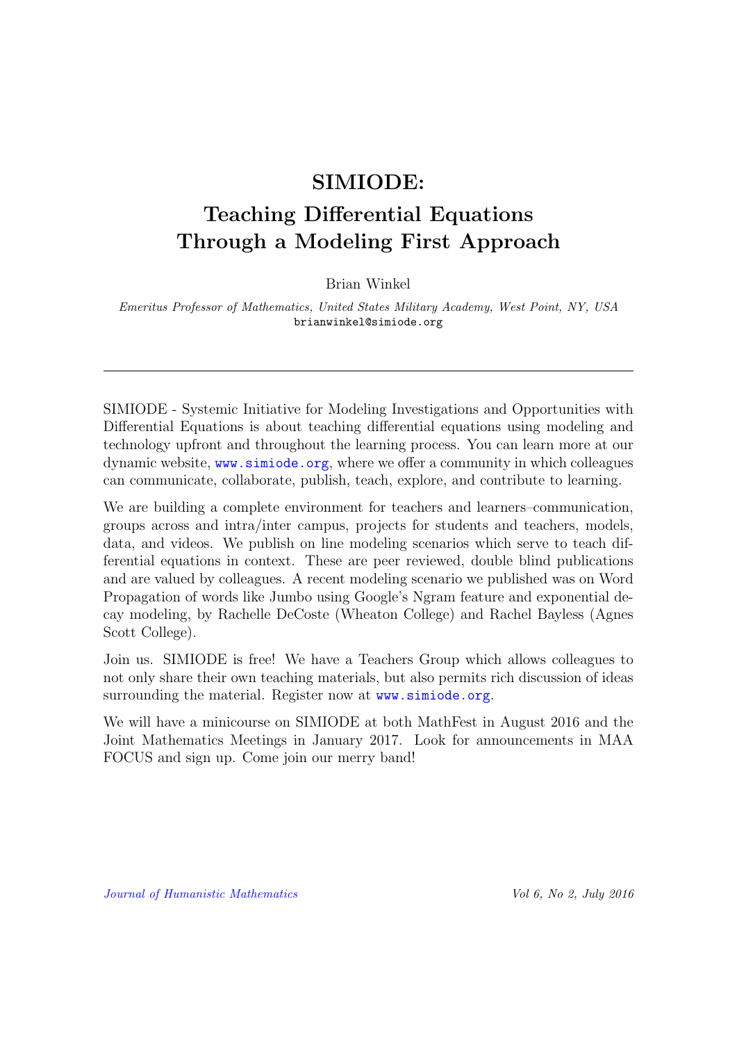# SIMIODE:

# Teaching Differential Equations Through a Modeling First Approach

Brian Winkel

*Emeritus Professor of Mathematics, United States Military Academy, West Point, NY, USA*
brianwinkel@simiode.org

---

SIMIODE - Systemic Initiative for Modeling Investigations and Opportunities with Differential Equations is about teaching differential equations using modeling and technology upfront and throughout the learning process. You can learn more at our dynamic website, www.simiode.org, where we offer a community in which colleagues can communicate, collaborate, publish, teach, explore, and contribute to learning.

We are building a complete environment for teachers and learners–communication, groups across and intra/inter campus, projects for students and teachers, models, data, and videos. We publish on line modeling scenarios which serve to teach differential equations in context. These are peer reviewed, double blind publications and are valued by colleagues. A recent modeling scenario we published was on Word Propagation of words like Jumbo using Google's Ngram feature and exponential decay modeling, by Rachelle DeCoste (Wheaton College) and Rachel Bayless (Agnes Scott College).

Join us. SIMIODE is free! We have a Teachers Group which allows colleagues to not only share their own teaching materials, but also permits rich discussion of ideas surrounding the material. Register now at www.simiode.org.

We will have a minicourse on SIMIODE at both MathFest in August 2016 and the Joint Mathematics Meetings in January 2017. Look for announcements in MAA FOCUS and sign up. Come join our merry band!